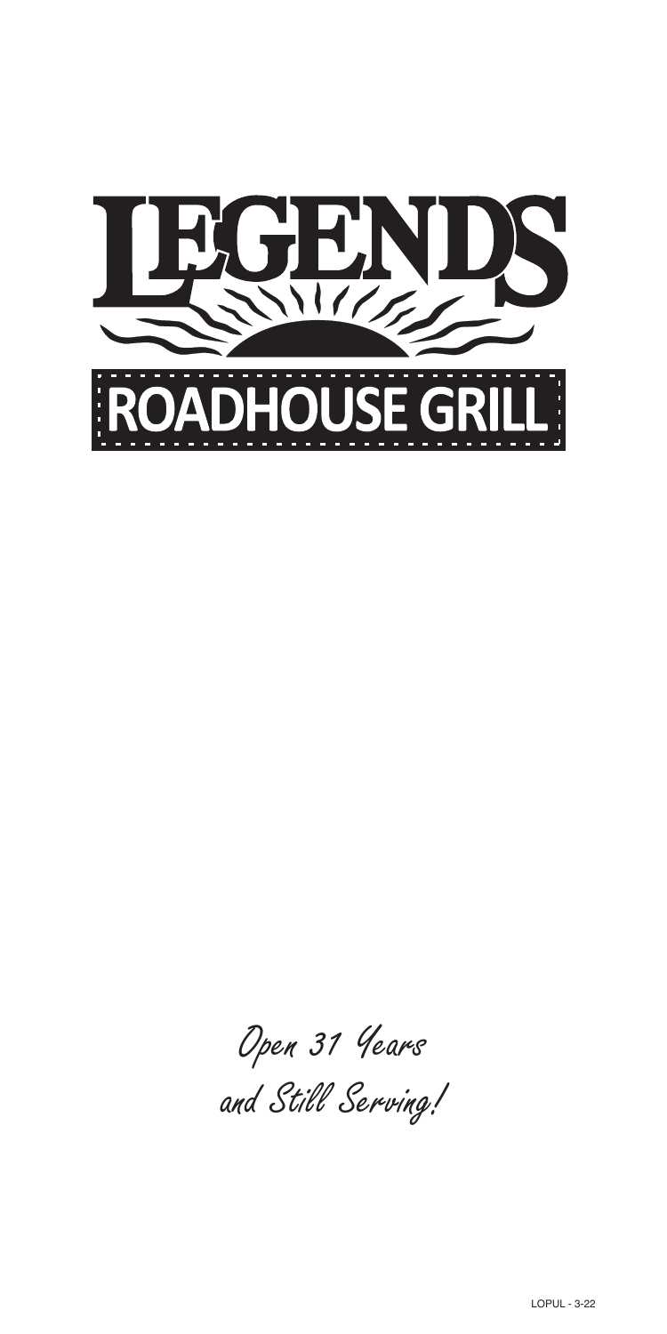# LEGENDS

## ROADHOUSE GRILL

*Open 31 Years*

*and Still Serving!*

LOPUL - 3-22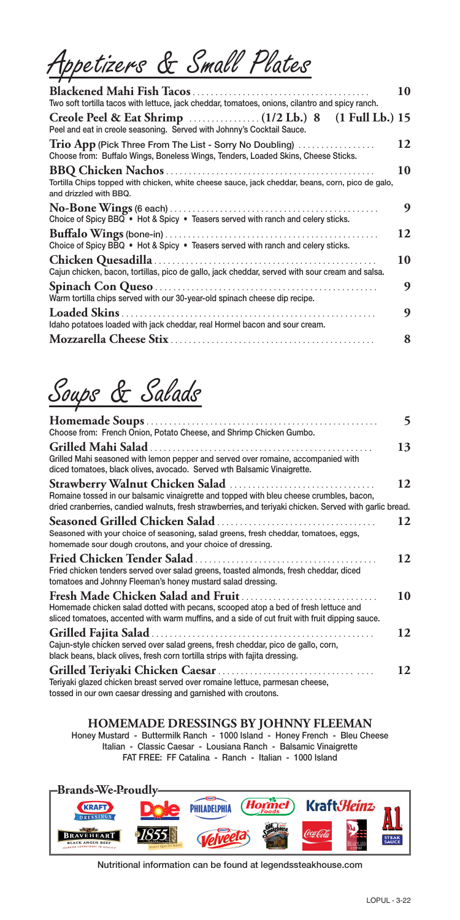# Appetizers & Small Plates

**Blackened Mahi Fish Tacos** ...... **10**
Two soft tortilla tacos with lettuce, jack cheddar, tomatoes, onions, cilantro and spicy ranch.

**Creole Peel & Eat Shrimp** ...... **(1/2 Lb.) 8** **(1 Full Lb.) 15**
Peel and eat in creole seasoning. Served with Johnny's Cocktail Sauce.

**Trio App** (Pick Three From The List - Sorry No Doubling) ...... **12**
Choose from: Buffalo Wings, Boneless Wings, Tenders, Loaded Skins, Cheese Sticks.

**BBQ Chicken Nachos** ...... **10**
Tortilla Chips topped with chicken, white cheese sauce, jack cheddar, beans, corn, pico de galo, and drizzled with BBQ.

**No-Bone Wings** (6 each) ...... **9**
Choice of Spicy BBQ • Hot & Spicy • Teasers served with ranch and celery sticks.

**Buffalo Wings** (bone-in) ...... **12**
Choice of Spicy BBQ • Hot & Spicy • Teasers served with ranch and celery sticks.

**Chicken Quesadilla** ...... **10**
Cajun chicken, bacon, tortillas, pico de gallo, jack cheddar, served with sour cream and salsa.

**Spinach Con Queso** ...... **9**
Warm tortilla chips served with our 30-year-old spinach cheese dip recipe.

**Loaded Skins** ...... **9**
Idaho potatoes loaded with jack cheddar, real Hormel bacon and sour cream.

**Mozzarella Cheese Stix** ...... **8**

# Soups & Salads

**Homemade Soups** ...... **5**
Choose from: French Onion, Potato Cheese, and Shrimp Chicken Gumbo.

**Grilled Mahi Salad** ...... **13**
Grilled Mahi seasoned with lemon pepper and served over romaine, accompanied with diced tomatoes, black olives, avocado. Served wth Balsamic Vinaigrette.

**Strawberry Walnut Chicken Salad** ...... **12**
Romaine tossed in our balsamic vinaigrette and topped with bleu cheese crumbles, bacon, dried cranberries, candied walnuts, fresh strawberries, and teriyaki chicken. Served with garlic bread.

**Seasoned Grilled Chicken Salad** ...... **12**
Seasoned with your choice of seasoning, salad greens, fresh cheddar, tomatoes, eggs, homemade sour dough croutons, and your choice of dressing.

**Fried Chicken Tender Salad** ...... **12**
Fried chicken tenders served over salad greens, toasted almonds, fresh cheddar, diced tomatoes and Johnny Fleeman's honey mustard salad dressing.

**Fresh Made Chicken Salad and Fruit** ...... **10**
Homemade chicken salad dotted with pecans, scooped atop a bed of fresh lettuce and sliced tomatoes, accented with warm muffins, and a side of cut fruit with fruit dipping sauce.

**Grilled Fajita Salad** ...... **12**
Cajun-style chicken served over salad greens, fresh cheddar, pico de gallo, corn, black beans, black olives, fresh corn tortilla strips with fajita dressing.

**Grilled Teriyaki Chicken Caesar** ...... **12**
Teriyaki glazed chicken breast served over romaine lettuce, parmesan cheese, tossed in our own caesar dressing and garnished with croutons.

## HOMEMADE DRESSINGS BY JOHNNY FLEEMAN

Honey Mustard - Buttermilk Ranch - 1000 Island - Honey French - Bleu Cheese
Italian - Classic Caesar - Lousiana Ranch - Balsamic Vinaigrette
FAT FREE: FF Catalina - Ranch - Italian - 1000 Island

**Brands We Proudly**

Kraft Dressings · Dole · Philadelphia · Hormel Foods · Kraft Heinz · A1 Steak Sauce · Braveheart Black Angus Beef · 1855 · Velveeta · Old Smokehouse · Coca-Cola · Heartland Catfish

Nutritional information can be found at legendssteakhouse.com

LOPUL - 3-22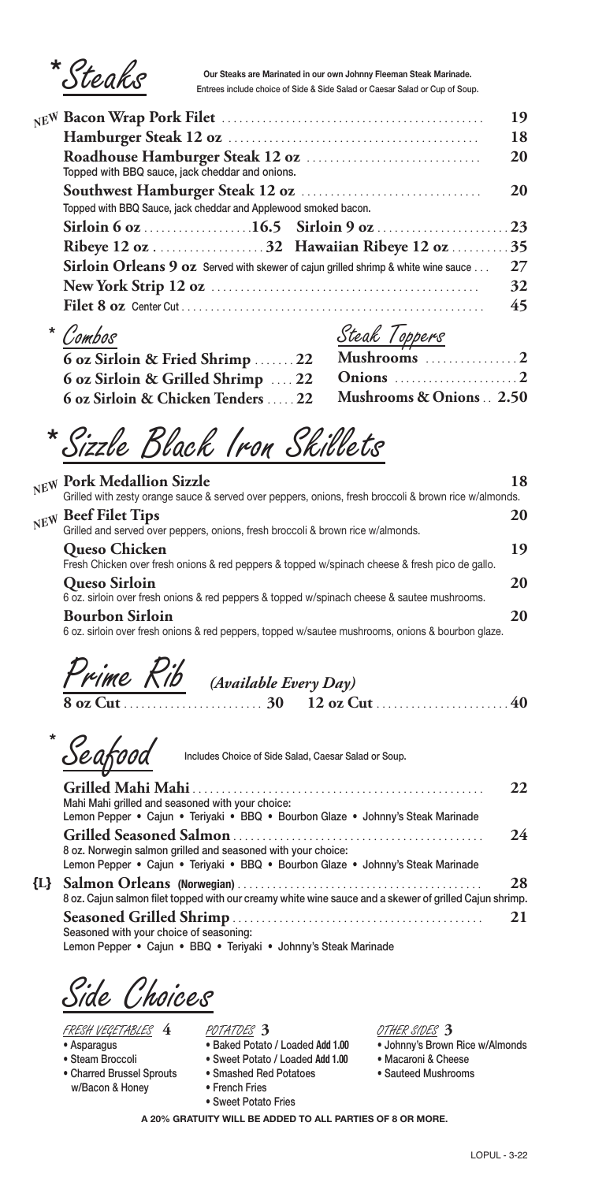## *Steaks

**Our Steaks are Marinated in our own Johnny Fleeman Steak Marinade.**
Entrees include choice of Side & Side Salad or Caesar Salad or Cup of Soup.

| Item | Price |
|---|---|
| NEW **Bacon Wrap Pork Filet** | 19 |
| **Hamburger Steak 12 oz** | 18 |
| **Roadhouse Hamburger Steak 12 oz** Topped with BBQ sauce, jack cheddar and onions. | 20 |
| **Southwest Hamburger Steak 12 oz** Topped with BBQ Sauce, jack cheddar and Applewood smoked bacon. | 20 |
| **Sirloin 6 oz** 16.5 **Sirloin 9 oz** | 23 |
| **Ribeye 12 oz** 32 **Hawaiian Ribeye 12 oz** | 35 |
| **Sirloin Orleans 9 oz** Served with skewer of cajun grilled shrimp & white wine sauce | 27 |
| **New York Strip 12 oz** | 32 |
| **Filet 8 oz** Center Cut | 45 |

### *Combos

- **6 oz Sirloin & Fried Shrimp** 22
- **6 oz Sirloin & Grilled Shrimp** 22
- **6 oz Sirloin & Chicken Tenders** 22

### Steak Toppers

- **Mushrooms** 2
- **Onions** 2
- **Mushrooms & Onions** 2.50

## *Sizzle Black Iron Skillets

| Item | Price |
|---|---|
| NEW **Pork Medallion Sizzle** Grilled with zesty orange sauce & served over peppers, onions, fresh broccoli & brown rice w/almonds. | 18 |
| NEW **Beef Filet Tips** Grilled and served over peppers, onions, fresh broccoli & brown rice w/almonds. | 20 |
| **Queso Chicken** Fresh Chicken over fresh onions & red peppers & topped w/spinach cheese & fresh pico de gallo. | 19 |
| **Queso Sirloin** 6 oz. sirloin over fresh onions & red peppers & topped w/spinach cheese & sautee mushrooms. | 20 |
| **Bourbon Sirloin** 6 oz. sirloin over fresh onions & red peppers, topped w/sautee mushrooms, onions & bourbon glaze. | 20 |

## Prime Rib *(Available Every Day)*

**8 oz Cut** 30 **12 oz Cut** 40

## *Seafood

Includes Choice of Side Salad, Caesar Salad or Soup.

| Item | Price |
|---|---|
| **Grilled Mahi Mahi** Mahi Mahi grilled and seasoned with your choice: Lemon Pepper • Cajun • Teriyaki • BBQ • Bourbon Glaze • Johnny's Steak Marinade | 22 |
| **Grilled Seasoned Salmon** 8 oz. Norwegin salmon grilled and seasoned with your choice: Lemon Pepper • Cajun • Teriyaki • BBQ • Bourbon Glaze • Johnny's Steak Marinade | 24 |
| {L} **Salmon Orleans (Norwegian)** 8 oz. Cajun salmon filet topped with our creamy white wine sauce and a skewer of grilled Cajun shrimp. | 28 |
| **Seasoned Grilled Shrimp** Seasoned with your choice of seasoning: Lemon Pepper • Cajun • BBQ • Teriyaki • Johnny's Steak Marinade | 21 |

## Side Choices

**FRESH VEGETABLES 4**
- Asparagus
- Steam Broccoli
- Charred Brussel Sprouts w/Bacon & Honey

**POTATOES 3**
- Baked Potato / Loaded **Add 1.00**
- Sweet Potato / Loaded **Add 1.00**
- Smashed Red Potatoes
- French Fries
- Sweet Potato Fries

**OTHER SIDES 3**
- Johnny's Brown Rice w/Almonds
- Macaroni & Cheese
- Sauteed Mushrooms

**A 20% GRATUITY WILL BE ADDED TO ALL PARTIES OF 8 OR MORE.**

LOPUL - 3-22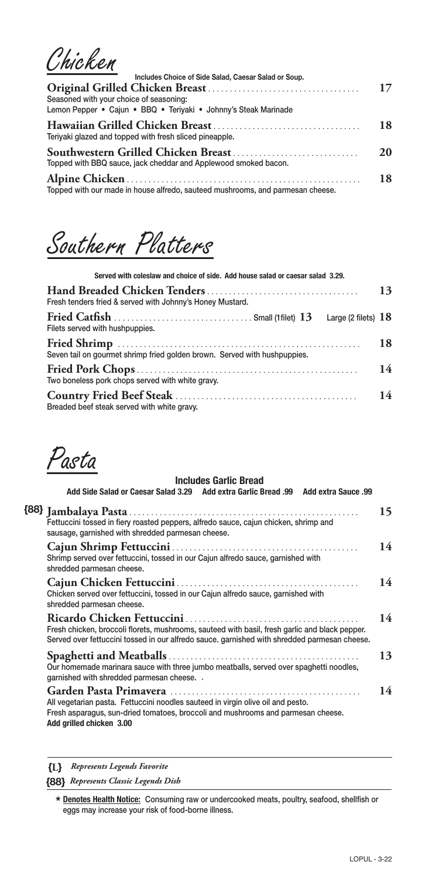# Chicken

Includes Choice of Side Salad, Caesar Salad or Soup.

**Original Grilled Chicken Breast** .... **17**
Seasoned with your choice of seasoning:
Lemon Pepper • Cajun • BBQ • Teriyaki • Johnny's Steak Marinade

**Hawaiian Grilled Chicken Breast** .... **18**
Teriyaki glazed and topped with fresh sliced pineapple.

**Southwestern Grilled Chicken Breast** .... **20**
Topped with BBQ sauce, jack cheddar and Applewood smoked bacon.

**Alpine Chicken** .... **18**
Topped with our made in house alfredo, sauteed mushrooms, and parmesan cheese.

# Southern Platters

Served with coleslaw and choice of side. Add house salad or caesar salad 3.29.

**Hand Breaded Chicken Tenders** .... **13**
Fresh tenders fried & served with Johnny's Honey Mustard.

**Fried Catfish** .... Small (1filet) **13** Large (2 filets) **18**
Filets served with hushpuppies.

**Fried Shrimp** .... **18**
Seven tail on gourmet shrimp fried golden brown. Served with hushpuppies.

**Fried Pork Chops** .... **14**
Two boneless pork chops served with white gravy.

**Country Fried Beef Steak** .... **14**
Breaded beef steak served with white gravy.

# Pasta

**Includes Garlic Bread**
**Add Side Salad or Caesar Salad 3.29 Add extra Garlic Bread .99 Add extra Sauce .99**

{88} **Jambalaya Pasta** .... **15**
Fettuccini tossed in fiery roasted peppers, alfredo sauce, cajun chicken, shrimp and sausage, garnished with shredded parmesan cheese.

**Cajun Shrimp Fettuccini** .... **14**
Shrimp served over fettuccini, tossed in our Cajun alfredo sauce, garnished with shredded parmesan cheese.

**Cajun Chicken Fettuccini** .... **14**
Chicken served over fettuccini, tossed in our Cajun alfredo sauce, garnished with shredded parmesan cheese.

**Ricardo Chicken Fettuccini** .... **14**
Fresh chicken, broccoli florets, mushrooms, sauteed with basil, fresh garlic and black pepper. Served over fettuccini tossed in our alfredo sauce. garnished with shredded parmesan cheese.

**Spaghetti and Meatballs** .... **13**
Our homemade marinara sauce with three jumbo meatballs, served over spaghetti noodles, garnished with shredded parmesan cheese.

**Garden Pasta Primavera** .... **14**
All vegetarian pasta. Fettuccini noodles sauteed in virgin olive oil and pesto. Fresh asparagus, sun-dried tomatoes, broccoli and mushrooms and parmesan cheese.
**Add grilled chicken 3.00**

---

**{L}** *Represents Legends Favorite*
**{88}** *Represents Classic Legends Dish*

---

\* **Denotes Health Notice:** Consuming raw or undercooked meats, poultry, seafood, shellfish or eggs may increase your risk of food-borne illness.

LOPUL - 3-22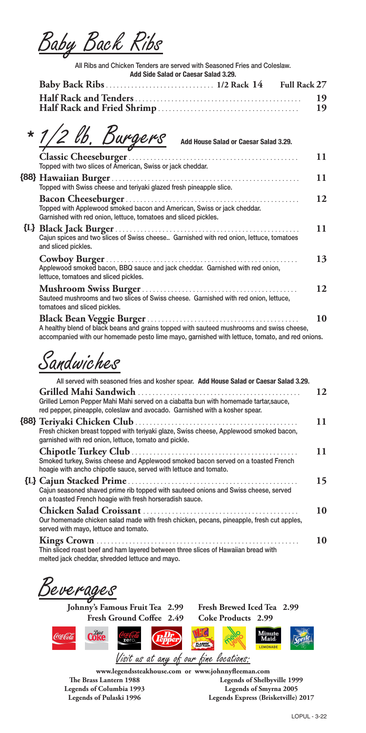# Baby Back Ribs

All Ribs and Chicken Tenders are served with Seasoned Fries and Coleslaw.
**Add Side Salad or Caesar Salad 3.29.**

**Baby Back Ribs** ........ 1/2 Rack 14 Full Rack 27

**Half Rack and Tenders** ........ 19

**Half Rack and Fried Shrimp** ........ 19

# * 1/2 lb. Burgers

**Add House Salad or Caesar Salad 3.29.**

**Classic Cheeseburger** ........ 11
Topped with two slices of American, Swiss or jack cheddar.

{88} **Hawaiian Burger** ........ 11
Topped with Swiss cheese and teriyaki glazed fresh pineapple slice.

**Bacon Cheeseburger** ........ 12
Topped with Applewood smoked bacon and American, Swiss or jack cheddar. Garnished with red onion, lettuce, tomatoes and sliced pickles.

{L} **Black Jack Burger** ........ 11
Cajun spices and two slices of Swiss cheese.. Garnished with red onion, lettuce, tomatoes and sliced pickles.

**Cowboy Burger** ........ 13
Applewood smoked bacon, BBQ sauce and jack cheddar. Garnished with red onion, lettuce, tomatoes and sliced pickles.

**Mushroom Swiss Burger** ........ 12
Sauteed mushrooms and two slices of Swiss cheese. Garnished with red onion, lettuce, tomatoes and sliced pickles.

**Black Bean Veggie Burger** ........ 10
A healthy blend of black beans and grains topped with sauteed mushrooms and swiss cheese, accompanied with our homemade pesto lime mayo, garnished with lettuce, tomato, and red onions.

# Sandwiches

All served with seasoned fries and kosher spear. **Add House Salad or Caesar Salad 3.29.**

**Grilled Mahi Sandwich** ........ 12
Grilled Lemon Pepper Mahi Mahi served on a ciabatta bun with homemade tartar,sauce, red pepper, pineapple, coleslaw and avocado. Garnished with a kosher spear.

{88} **Teriyaki Chicken Club** ........ 11
Fresh chicken breast topped with teriyaki glaze, Swiss cheese, Applewood smoked bacon, garnished with red onion, lettuce, tomato and pickle.

**Chipotle Turkey Club** ........ 11
Smoked turkey, Swiss cheese and Applewood smoked bacon served on a toasted French hoagie with ancho chipotle sauce, served with lettuce and tomato.

{L} **Cajun Stacked Prime** ........ 15
Cajun seasoned shaved prime rib topped with sauteed onions and Swiss cheese, served on a toasted French hoagie with fresh horseradish sauce.

**Chicken Salad Croissant** ........ 10
Our homemade chicken salad made with fresh chicken, pecans, pineapple, fresh cut apples, served with mayo, lettuce and tomato.

**Kings Crown** ........ 10
Thin sliced roast beef and ham layered between three slices of Hawaiian bread with melted jack cheddar, shredded lettuce and mayo.

# Beverages

**Johnny's Famous Fruit Tea 2.99** **Fresh Brewed Iced Tea 2.99**
**Fresh Ground Coffee 2.49** **Coke Products 2.99**

*Visit us at any of our fine locations:*

**www.legendssteakhouse.com or www.johnnyfleeman.com**

**The Brass Lantern 1988**
**Legends of Columbia 1993**
**Legends of Pulaski 1996**
**Legends of Shelbyville 1999**
**Legends of Smyrna 2005**
**Legends Express (Brisketville) 2017**

LOPUL - 3-22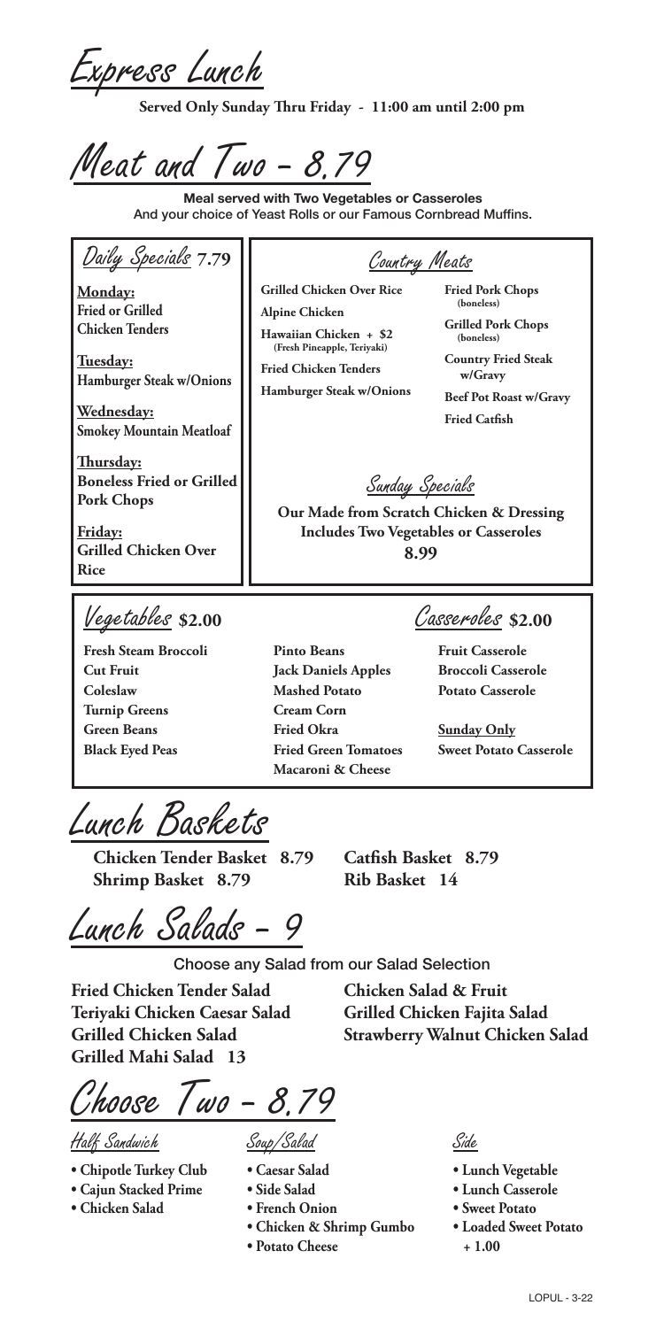# Express Lunch

**Served Only Sunday Thru Friday - 11:00 am until 2:00 pm**

# Meat and Two - 8.79

**Meal served with Two Vegetables or Casseroles**
And your choice of Yeast Rolls or our Famous Cornbread Muffins.

## Daily Specials 7.79

**Monday:**
**Fried or Grilled Chicken Tenders**

**Tuesday:**
**Hamburger Steak w/Onions**

**Wednesday:**
**Smokey Mountain Meatloaf**

**Thursday:**
**Boneless Fried or Grilled Pork Chops**

**Friday:**
**Grilled Chicken Over Rice**

## Country Meats

- **Grilled Chicken Over Rice**
- **Alpine Chicken**
- **Hawaiian Chicken + $2** (Fresh Pineapple, Teriyaki)
- **Fried Chicken Tenders**
- **Hamburger Steak w/Onions**
- **Fried Pork Chops** (boneless)
- **Grilled Pork Chops** (boneless)
- **Country Fried Steak w/Gravy**
- **Beef Pot Roast w/Gravy**
- **Fried Catfish**

## Sunday Specials

**Our Made from Scratch Chicken & Dressing**
**Includes Two Vegetables or Casseroles**
**8.99**

## Vegetables $2.00

- **Fresh Steam Broccoli**
- **Cut Fruit**
- **Coleslaw**
- **Turnip Greens**
- **Green Beans**
- **Black Eyed Peas**
- **Pinto Beans**
- **Jack Daniels Apples**
- **Mashed Potato**
- **Cream Corn**
- **Fried Okra**
- **Fried Green Tomatoes**
- **Macaroni & Cheese**

## Casseroles $2.00

- **Fruit Casserole**
- **Broccoli Casserole**
- **Potato Casserole**

**Sunday Only**
**Sweet Potato Casserole**

# Lunch Baskets

**Chicken Tender Basket 8.79**
**Shrimp Basket 8.79**
**Catfish Basket 8.79**
**Rib Basket 14**

# Lunch Salads - 9

Choose any Salad from our Salad Selection

**Fried Chicken Tender Salad**
**Teriyaki Chicken Caesar Salad**
**Grilled Chicken Salad**
**Grilled Mahi Salad 13**
**Chicken Salad & Fruit**
**Grilled Chicken Fajita Salad**
**Strawberry Walnut Chicken Salad**

# Choose Two - 8.79

## Half Sandwich

- **Chipotle Turkey Club**
- **Cajun Stacked Prime**
- **Chicken Salad**

## Soup/Salad

- **Caesar Salad**
- **Side Salad**
- **French Onion**
- **Chicken & Shrimp Gumbo**
- **Potato Cheese**

## Side

- **Lunch Vegetable**
- **Lunch Casserole**
- **Sweet Potato**
- **Loaded Sweet Potato + 1.00**

LOPUL - 3-22